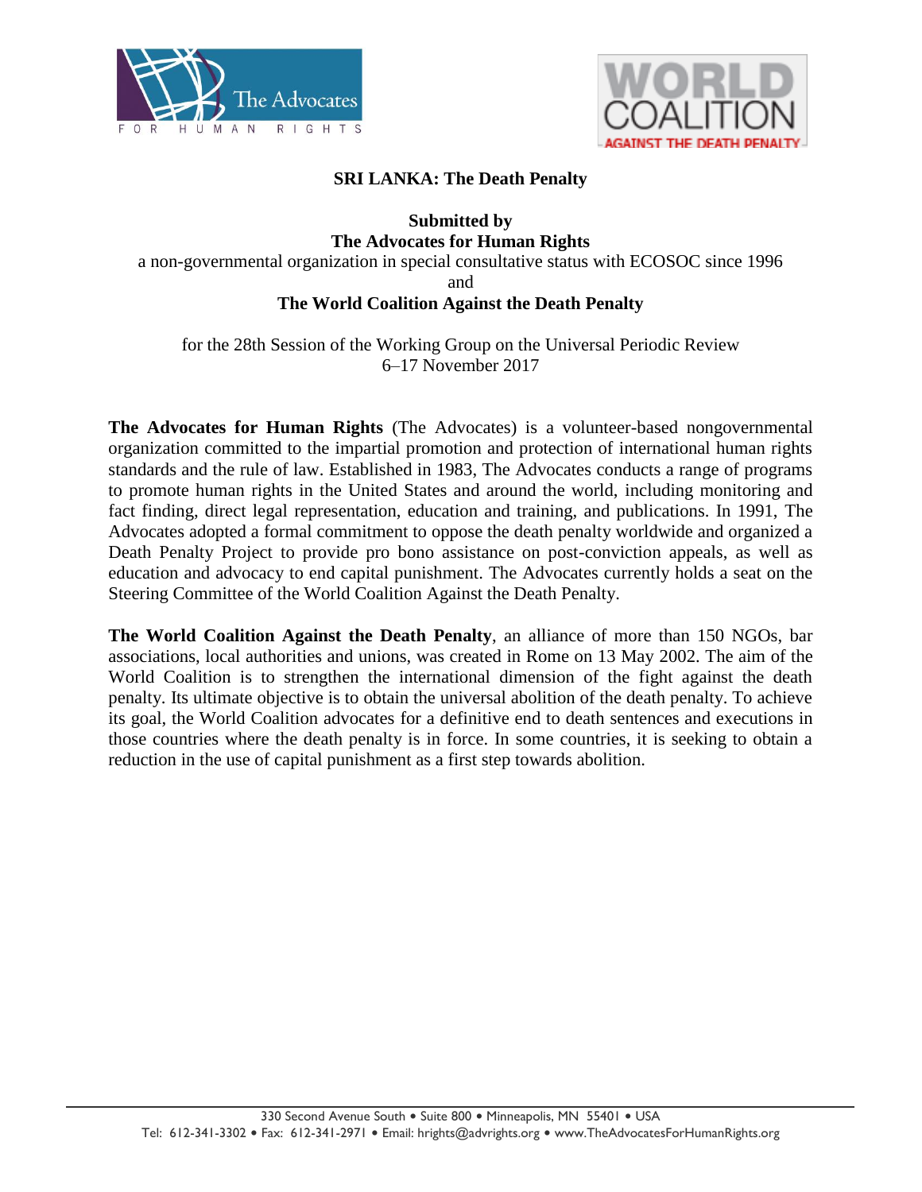# SRI LANKA: The Death Penalty

**Submitted by**
**The Advocates for Human Rights**
a non-governmental organization in special consultative status with ECOSOC since 1996
and
**The World Coalition Against the Death Penalty**

for the 28th Session of the Working Group on the Universal Periodic Review
6–17 November 2017

**The Advocates for Human Rights** (The Advocates) is a volunteer-based nongovernmental organization committed to the impartial promotion and protection of international human rights standards and the rule of law. Established in 1983, The Advocates conducts a range of programs to promote human rights in the United States and around the world, including monitoring and fact finding, direct legal representation, education and training, and publications. In 1991, The Advocates adopted a formal commitment to oppose the death penalty worldwide and organized a Death Penalty Project to provide pro bono assistance on post-conviction appeals, as well as education and advocacy to end capital punishment. The Advocates currently holds a seat on the Steering Committee of the World Coalition Against the Death Penalty.

**The World Coalition Against the Death Penalty**, an alliance of more than 150 NGOs, bar associations, local authorities and unions, was created in Rome on 13 May 2002. The aim of the World Coalition is to strengthen the international dimension of the fight against the death penalty. Its ultimate objective is to obtain the universal abolition of the death penalty. To achieve its goal, the World Coalition advocates for a definitive end to death sentences and executions in those countries where the death penalty is in force. In some countries, it is seeking to obtain a reduction in the use of capital punishment as a first step towards abolition.

330 Second Avenue South • Suite 800 • Minneapolis, MN 55401 • USA
Tel: 612-341-3302 • Fax: 612-341-2971 • Email: hrights@advrights.org • www.TheAdvocatesForHumanRights.org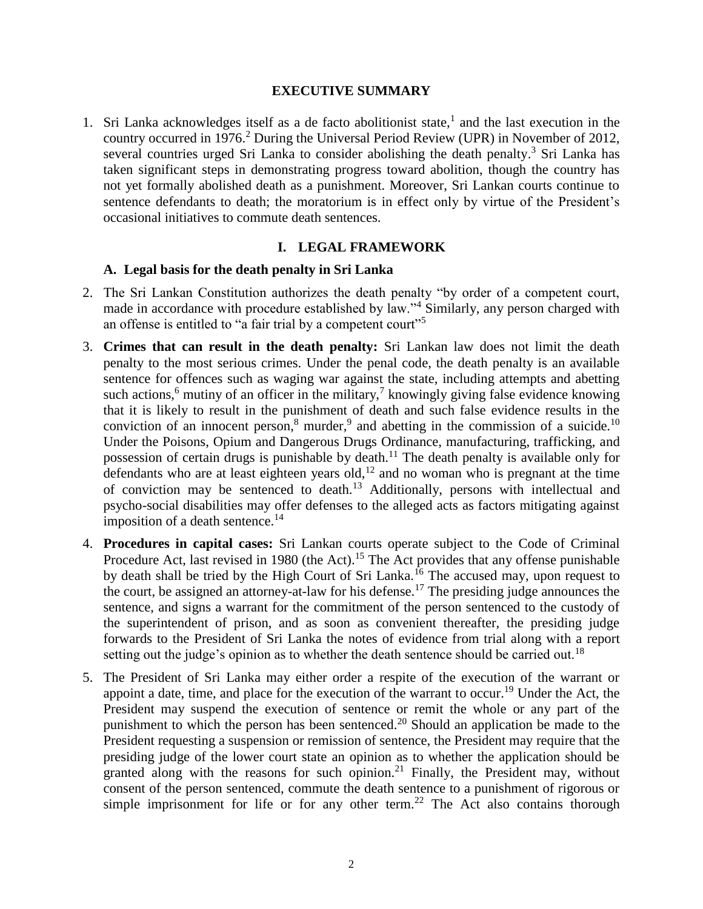## EXECUTIVE SUMMARY

1. Sri Lanka acknowledges itself as a de facto abolitionist state,[1] and the last execution in the country occurred in 1976.[2] During the Universal Period Review (UPR) in November of 2012, several countries urged Sri Lanka to consider abolishing the death penalty.[3] Sri Lanka has taken significant steps in demonstrating progress toward abolition, though the country has not yet formally abolished death as a punishment. Moreover, Sri Lankan courts continue to sentence defendants to death; the moratorium is in effect only by virtue of the President's occasional initiatives to commute death sentences.

## I. LEGAL FRAMEWORK

### A. Legal basis for the death penalty in Sri Lanka

2. The Sri Lankan Constitution authorizes the death penalty "by order of a competent court, made in accordance with procedure established by law."[4] Similarly, any person charged with an offense is entitled to "a fair trial by a competent court"[5]

3. **Crimes that can result in the death penalty:** Sri Lankan law does not limit the death penalty to the most serious crimes. Under the penal code, the death penalty is an available sentence for offences such as waging war against the state, including attempts and abetting such actions,[6] mutiny of an officer in the military,[7] knowingly giving false evidence knowing that it is likely to result in the punishment of death and such false evidence results in the conviction of an innocent person,[8] murder,[9] and abetting in the commission of a suicide.[10] Under the Poisons, Opium and Dangerous Drugs Ordinance, manufacturing, trafficking, and possession of certain drugs is punishable by death.[11] The death penalty is available only for defendants who are at least eighteen years old,[12] and no woman who is pregnant at the time of conviction may be sentenced to death.[13] Additionally, persons with intellectual and psycho-social disabilities may offer defenses to the alleged acts as factors mitigating against imposition of a death sentence.[14]

4. **Procedures in capital cases:** Sri Lankan courts operate subject to the Code of Criminal Procedure Act, last revised in 1980 (the Act).[15] The Act provides that any offense punishable by death shall be tried by the High Court of Sri Lanka.[16] The accused may, upon request to the court, be assigned an attorney-at-law for his defense.[17] The presiding judge announces the sentence, and signs a warrant for the commitment of the person sentenced to the custody of the superintendent of prison, and as soon as convenient thereafter, the presiding judge forwards to the President of Sri Lanka the notes of evidence from trial along with a report setting out the judge's opinion as to whether the death sentence should be carried out.[18]

5. The President of Sri Lanka may either order a respite of the execution of the warrant or appoint a date, time, and place for the execution of the warrant to occur.[19] Under the Act, the President may suspend the execution of sentence or remit the whole or any part of the punishment to which the person has been sentenced.[20] Should an application be made to the President requesting a suspension or remission of sentence, the President may require that the presiding judge of the lower court state an opinion as to whether the application should be granted along with the reasons for such opinion.[21] Finally, the President may, without consent of the person sentenced, commute the death sentence to a punishment of rigorous or simple imprisonment for life or for any other term.[22] The Act also contains thorough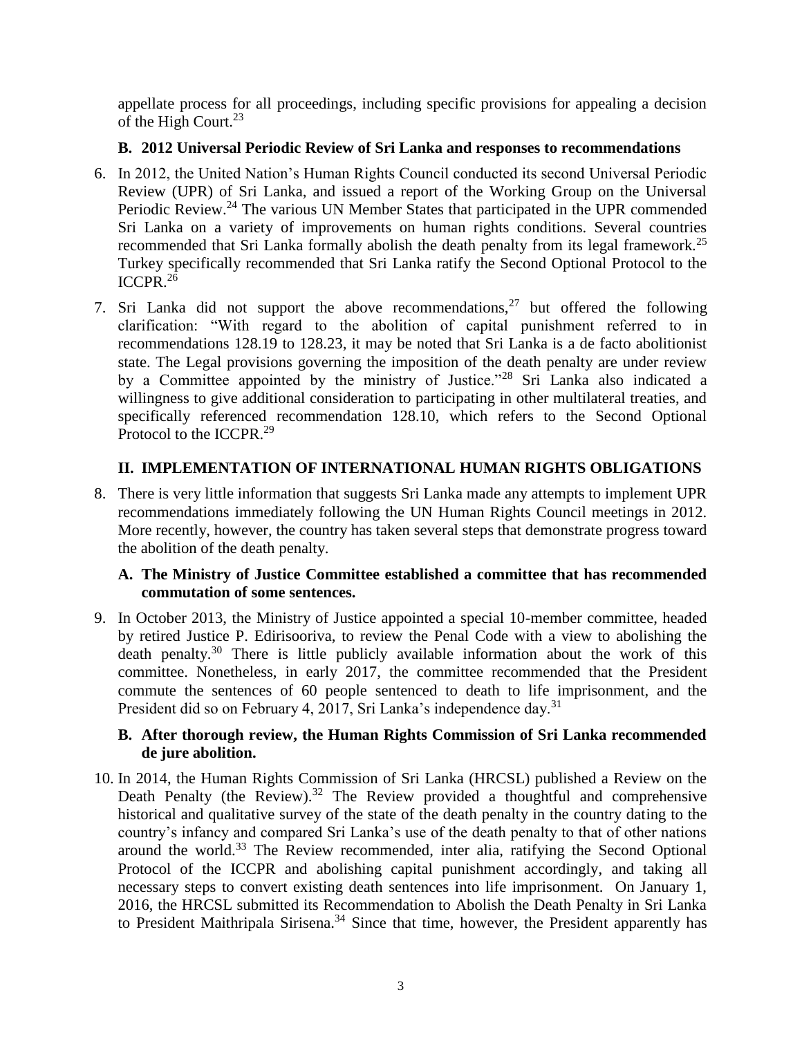appellate process for all proceedings, including specific provisions for appealing a decision of the High Court.[23]

### B. 2012 Universal Periodic Review of Sri Lanka and responses to recommendations

6. In 2012, the United Nation's Human Rights Council conducted its second Universal Periodic Review (UPR) of Sri Lanka, and issued a report of the Working Group on the Universal Periodic Review.[24] The various UN Member States that participated in the UPR commended Sri Lanka on a variety of improvements on human rights conditions. Several countries recommended that Sri Lanka formally abolish the death penalty from its legal framework.[25] Turkey specifically recommended that Sri Lanka ratify the Second Optional Protocol to the ICCPR.[26]

7. Sri Lanka did not support the above recommendations,[27] but offered the following clarification: "With regard to the abolition of capital punishment referred to in recommendations 128.19 to 128.23, it may be noted that Sri Lanka is a de facto abolitionist state. The Legal provisions governing the imposition of the death penalty are under review by a Committee appointed by the ministry of Justice."[28] Sri Lanka also indicated a willingness to give additional consideration to participating in other multilateral treaties, and specifically referenced recommendation 128.10, which refers to the Second Optional Protocol to the ICCPR.[29]

## II. IMPLEMENTATION OF INTERNATIONAL HUMAN RIGHTS OBLIGATIONS

8. There is very little information that suggests Sri Lanka made any attempts to implement UPR recommendations immediately following the UN Human Rights Council meetings in 2012. More recently, however, the country has taken several steps that demonstrate progress toward the abolition of the death penalty.

### A. The Ministry of Justice Committee established a committee that has recommended commutation of some sentences.

9. In October 2013, the Ministry of Justice appointed a special 10-member committee, headed by retired Justice P. Edirisooriva, to review the Penal Code with a view to abolishing the death penalty.[30] There is little publicly available information about the work of this committee. Nonetheless, in early 2017, the committee recommended that the President commute the sentences of 60 people sentenced to death to life imprisonment, and the President did so on February 4, 2017, Sri Lanka's independence day.[31]

### B. After thorough review, the Human Rights Commission of Sri Lanka recommended de jure abolition.

10. In 2014, the Human Rights Commission of Sri Lanka (HRCSL) published a Review on the Death Penalty (the Review).[32] The Review provided a thoughtful and comprehensive historical and qualitative survey of the state of the death penalty in the country dating to the country's infancy and compared Sri Lanka's use of the death penalty to that of other nations around the world.[33] The Review recommended, inter alia, ratifying the Second Optional Protocol of the ICCPR and abolishing capital punishment accordingly, and taking all necessary steps to convert existing death sentences into life imprisonment. On January 1, 2016, the HRCSL submitted its Recommendation to Abolish the Death Penalty in Sri Lanka to President Maithripala Sirisena.[34] Since that time, however, the President apparently has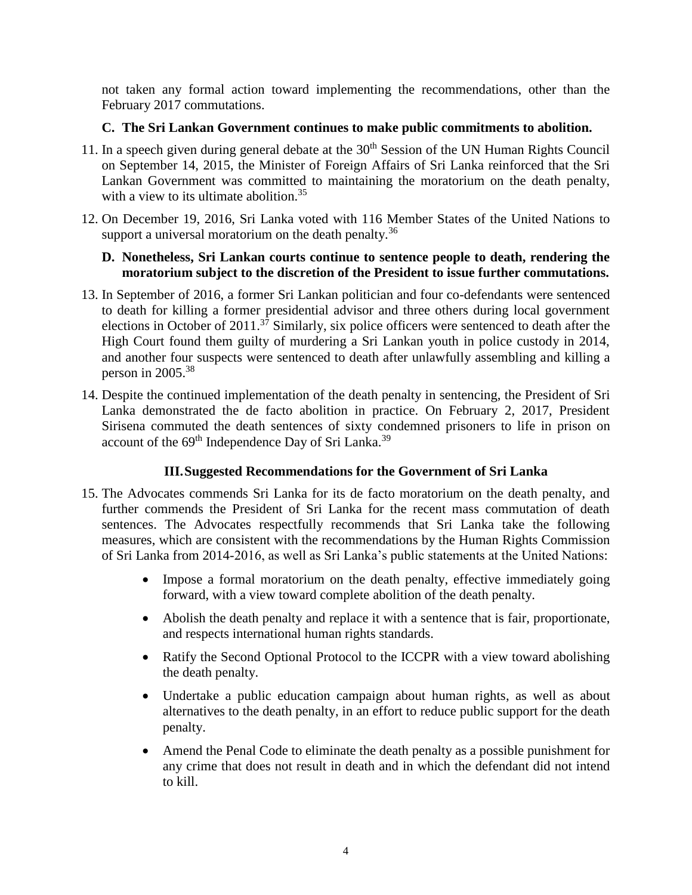not taken any formal action toward implementing the recommendations, other than the February 2017 commutations.

### C. The Sri Lankan Government continues to make public commitments to abolition.

11. In a speech given during general debate at the 30th Session of the UN Human Rights Council on September 14, 2015, the Minister of Foreign Affairs of Sri Lanka reinforced that the Sri Lankan Government was committed to maintaining the moratorium on the death penalty, with a view to its ultimate abolition.[35]

12. On December 19, 2016, Sri Lanka voted with 116 Member States of the United Nations to support a universal moratorium on the death penalty.[36]

### D. Nonetheless, Sri Lankan courts continue to sentence people to death, rendering the moratorium subject to the discretion of the President to issue further commutations.

13. In September of 2016, a former Sri Lankan politician and four co-defendants were sentenced to death for killing a former presidential advisor and three others during local government elections in October of 2011.[37] Similarly, six police officers were sentenced to death after the High Court found them guilty of murdering a Sri Lankan youth in police custody in 2014, and another four suspects were sentenced to death after unlawfully assembling and killing a person in 2005.[38]

14. Despite the continued implementation of the death penalty in sentencing, the President of Sri Lanka demonstrated the de facto abolition in practice. On February 2, 2017, President Sirisena commuted the death sentences of sixty condemned prisoners to life in prison on account of the 69th Independence Day of Sri Lanka.[39]

## III. Suggested Recommendations for the Government of Sri Lanka

15. The Advocates commends Sri Lanka for its de facto moratorium on the death penalty, and further commends the President of Sri Lanka for the recent mass commutation of death sentences. The Advocates respectfully recommends that Sri Lanka take the following measures, which are consistent with the recommendations by the Human Rights Commission of Sri Lanka from 2014-2016, as well as Sri Lanka's public statements at the United Nations:

    - Impose a formal moratorium on the death penalty, effective immediately going forward, with a view toward complete abolition of the death penalty.
    - Abolish the death penalty and replace it with a sentence that is fair, proportionate, and respects international human rights standards.
    - Ratify the Second Optional Protocol to the ICCPR with a view toward abolishing the death penalty.
    - Undertake a public education campaign about human rights, as well as about alternatives to the death penalty, in an effort to reduce public support for the death penalty.
    - Amend the Penal Code to eliminate the death penalty as a possible punishment for any crime that does not result in death and in which the defendant did not intend to kill.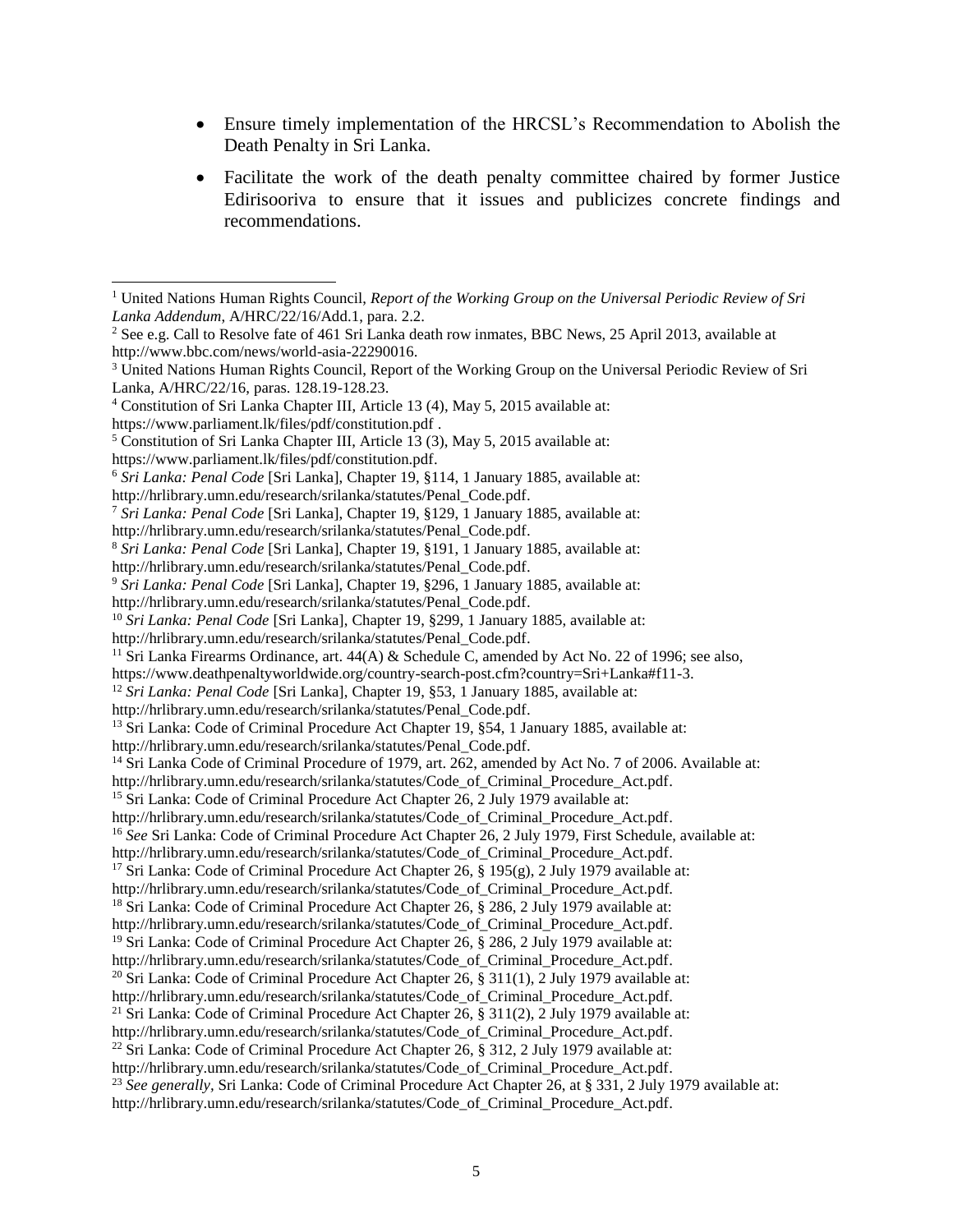- Ensure timely implementation of the HRCSL's Recommendation to Abolish the Death Penalty in Sri Lanka.
- Facilitate the work of the death penalty committee chaired by former Justice Edirisooriva to ensure that it issues and publicizes concrete findings and recommendations.

---

[1] United Nations Human Rights Council, *Report of the Working Group on the Universal Periodic Review of Sri Lanka Addendum*, A/HRC/22/16/Add.1, para. 2.2.

[2] See e.g. Call to Resolve fate of 461 Sri Lanka death row inmates, BBC News, 25 April 2013, available at http://www.bbc.com/news/world-asia-22290016.

[3] United Nations Human Rights Council, Report of the Working Group on the Universal Periodic Review of Sri Lanka, A/HRC/22/16, paras. 128.19-128.23.

[4] Constitution of Sri Lanka Chapter III, Article 13 (4), May 5, 2015 available at: https://www.parliament.lk/files/pdf/constitution.pdf .

[5] Constitution of Sri Lanka Chapter III, Article 13 (3), May 5, 2015 available at: https://www.parliament.lk/files/pdf/constitution.pdf.

[6] *Sri Lanka: Penal Code* [Sri Lanka], Chapter 19, §114, 1 January 1885, available at: http://hrlibrary.umn.edu/research/srilanka/statutes/Penal_Code.pdf.

[7] *Sri Lanka: Penal Code* [Sri Lanka], Chapter 19, §129, 1 January 1885, available at: http://hrlibrary.umn.edu/research/srilanka/statutes/Penal_Code.pdf.

[8] *Sri Lanka: Penal Code* [Sri Lanka], Chapter 19, §191, 1 January 1885, available at: http://hrlibrary.umn.edu/research/srilanka/statutes/Penal_Code.pdf.

[9] *Sri Lanka: Penal Code* [Sri Lanka], Chapter 19, §296, 1 January 1885, available at: http://hrlibrary.umn.edu/research/srilanka/statutes/Penal_Code.pdf.

[10] *Sri Lanka: Penal Code* [Sri Lanka], Chapter 19, §299, 1 January 1885, available at: http://hrlibrary.umn.edu/research/srilanka/statutes/Penal_Code.pdf.

[11] Sri Lanka Firearms Ordinance, art. 44(A) & Schedule C, amended by Act No. 22 of 1996; see also, https://www.deathpenaltyworldwide.org/country-search-post.cfm?country=Sri+Lanka#f11-3.

[12] *Sri Lanka: Penal Code* [Sri Lanka], Chapter 19, §53, 1 January 1885, available at: http://hrlibrary.umn.edu/research/srilanka/statutes/Penal_Code.pdf.

[13] Sri Lanka: Code of Criminal Procedure Act Chapter 19, §54, 1 January 1885, available at: http://hrlibrary.umn.edu/research/srilanka/statutes/Penal_Code.pdf.

[14] Sri Lanka Code of Criminal Procedure of 1979, art. 262, amended by Act No. 7 of 2006. Available at: http://hrlibrary.umn.edu/research/srilanka/statutes/Code_of_Criminal_Procedure_Act.pdf.

[15] Sri Lanka: Code of Criminal Procedure Act Chapter 26, 2 July 1979 available at: http://hrlibrary.umn.edu/research/srilanka/statutes/Code_of_Criminal_Procedure_Act.pdf.

[16] *See* Sri Lanka: Code of Criminal Procedure Act Chapter 26, 2 July 1979, First Schedule, available at: http://hrlibrary.umn.edu/research/srilanka/statutes/Code_of_Criminal_Procedure_Act.pdf.

[17] Sri Lanka: Code of Criminal Procedure Act Chapter 26, § 195(g), 2 July 1979 available at: http://hrlibrary.umn.edu/research/srilanka/statutes/Code_of_Criminal_Procedure_Act.pdf.

[18] Sri Lanka: Code of Criminal Procedure Act Chapter 26, § 286, 2 July 1979 available at: http://hrlibrary.umn.edu/research/srilanka/statutes/Code_of_Criminal_Procedure_Act.pdf.

[19] Sri Lanka: Code of Criminal Procedure Act Chapter 26, § 286, 2 July 1979 available at: http://hrlibrary.umn.edu/research/srilanka/statutes/Code_of_Criminal_Procedure_Act.pdf.

[20] Sri Lanka: Code of Criminal Procedure Act Chapter 26, § 311(1), 2 July 1979 available at: http://hrlibrary.umn.edu/research/srilanka/statutes/Code_of_Criminal_Procedure_Act.pdf.

[21] Sri Lanka: Code of Criminal Procedure Act Chapter 26, § 311(2), 2 July 1979 available at: http://hrlibrary.umn.edu/research/srilanka/statutes/Code_of_Criminal_Procedure_Act.pdf.

[22] Sri Lanka: Code of Criminal Procedure Act Chapter 26, § 312, 2 July 1979 available at: http://hrlibrary.umn.edu/research/srilanka/statutes/Code_of_Criminal_Procedure_Act.pdf.

[23] *See generally,* Sri Lanka: Code of Criminal Procedure Act Chapter 26, at § 331, 2 July 1979 available at: http://hrlibrary.umn.edu/research/srilanka/statutes/Code_of_Criminal_Procedure_Act.pdf.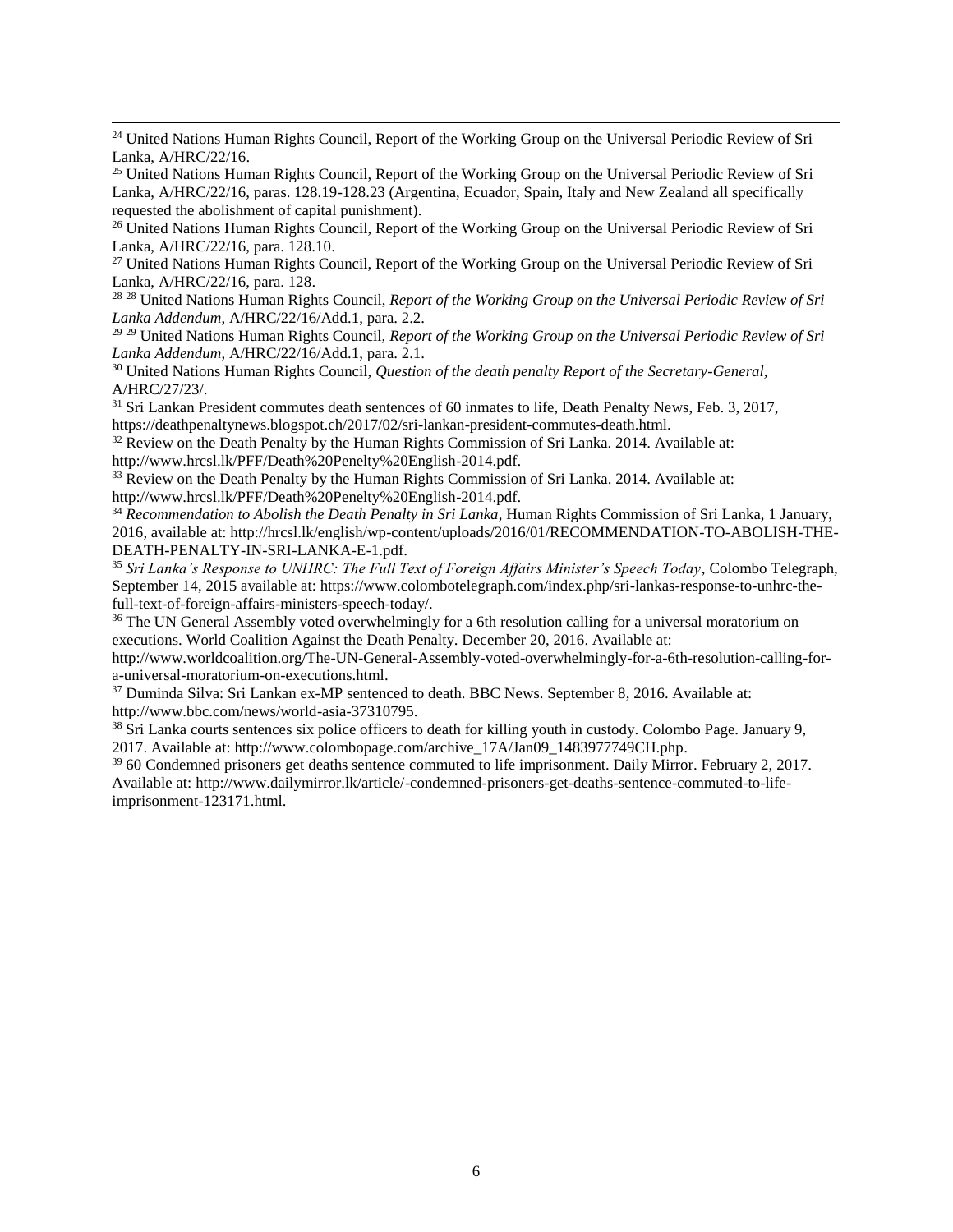[24] United Nations Human Rights Council, Report of the Working Group on the Universal Periodic Review of Sri Lanka, A/HRC/22/16.

[25] United Nations Human Rights Council, Report of the Working Group on the Universal Periodic Review of Sri Lanka, A/HRC/22/16, paras. 128.19-128.23 (Argentina, Ecuador, Spain, Italy and New Zealand all specifically requested the abolishment of capital punishment).

[26] United Nations Human Rights Council, Report of the Working Group on the Universal Periodic Review of Sri Lanka, A/HRC/22/16, para. 128.10.

[27] United Nations Human Rights Council, Report of the Working Group on the Universal Periodic Review of Sri Lanka, A/HRC/22/16, para. 128.

[28] [28] United Nations Human Rights Council, *Report of the Working Group on the Universal Periodic Review of Sri Lanka Addendum*, A/HRC/22/16/Add.1, para. 2.2.

[29] [29] United Nations Human Rights Council, *Report of the Working Group on the Universal Periodic Review of Sri Lanka Addendum*, A/HRC/22/16/Add.1, para. 2.1.

[30] United Nations Human Rights Council, *Question of the death penalty Report of the Secretary-General*, A/HRC/27/23/.

[31] Sri Lankan President commutes death sentences of 60 inmates to life, Death Penalty News, Feb. 3, 2017, https://deathpenaltynews.blogspot.ch/2017/02/sri-lankan-president-commutes-death.html.

[32] Review on the Death Penalty by the Human Rights Commission of Sri Lanka. 2014. Available at: http://www.hrcsl.lk/PFF/Death%20Penelty%20English-2014.pdf.

[33] Review on the Death Penalty by the Human Rights Commission of Sri Lanka. 2014. Available at: http://www.hrcsl.lk/PFF/Death%20Penelty%20English-2014.pdf.

[34] *Recommendation to Abolish the Death Penalty in Sri Lanka*, Human Rights Commission of Sri Lanka, 1 January, 2016, available at: http://hrcsl.lk/english/wp-content/uploads/2016/01/RECOMMENDATION-TO-ABOLISH-THE-DEATH-PENALTY-IN-SRI-LANKA-E-1.pdf.

[35] *Sri Lanka's Response to UNHRC: The Full Text of Foreign Affairs Minister's Speech Today*, Colombo Telegraph, September 14, 2015 available at: https://www.colombotelegraph.com/index.php/sri-lankas-response-to-unhrc-the-full-text-of-foreign-affairs-ministers-speech-today/.

[36] The UN General Assembly voted overwhelmingly for a 6th resolution calling for a universal moratorium on executions. World Coalition Against the Death Penalty. December 20, 2016. Available at: http://www.worldcoalition.org/The-UN-General-Assembly-voted-overwhelmingly-for-a-6th-resolution-calling-for-a-universal-moratorium-on-executions.html.

[37] Duminda Silva: Sri Lankan ex-MP sentenced to death. BBC News. September 8, 2016. Available at: http://www.bbc.com/news/world-asia-37310795.

[38] Sri Lanka courts sentences six police officers to death for killing youth in custody. Colombo Page. January 9, 2017. Available at: http://www.colombopage.com/archive_17A/Jan09_1483977749CH.php.

[39] 60 Condemned prisoners get deaths sentence commuted to life imprisonment. Daily Mirror. February 2, 2017. Available at: http://www.dailymirror.lk/article/-condemned-prisoners-get-deaths-sentence-commuted-to-life-imprisonment-123171.html.